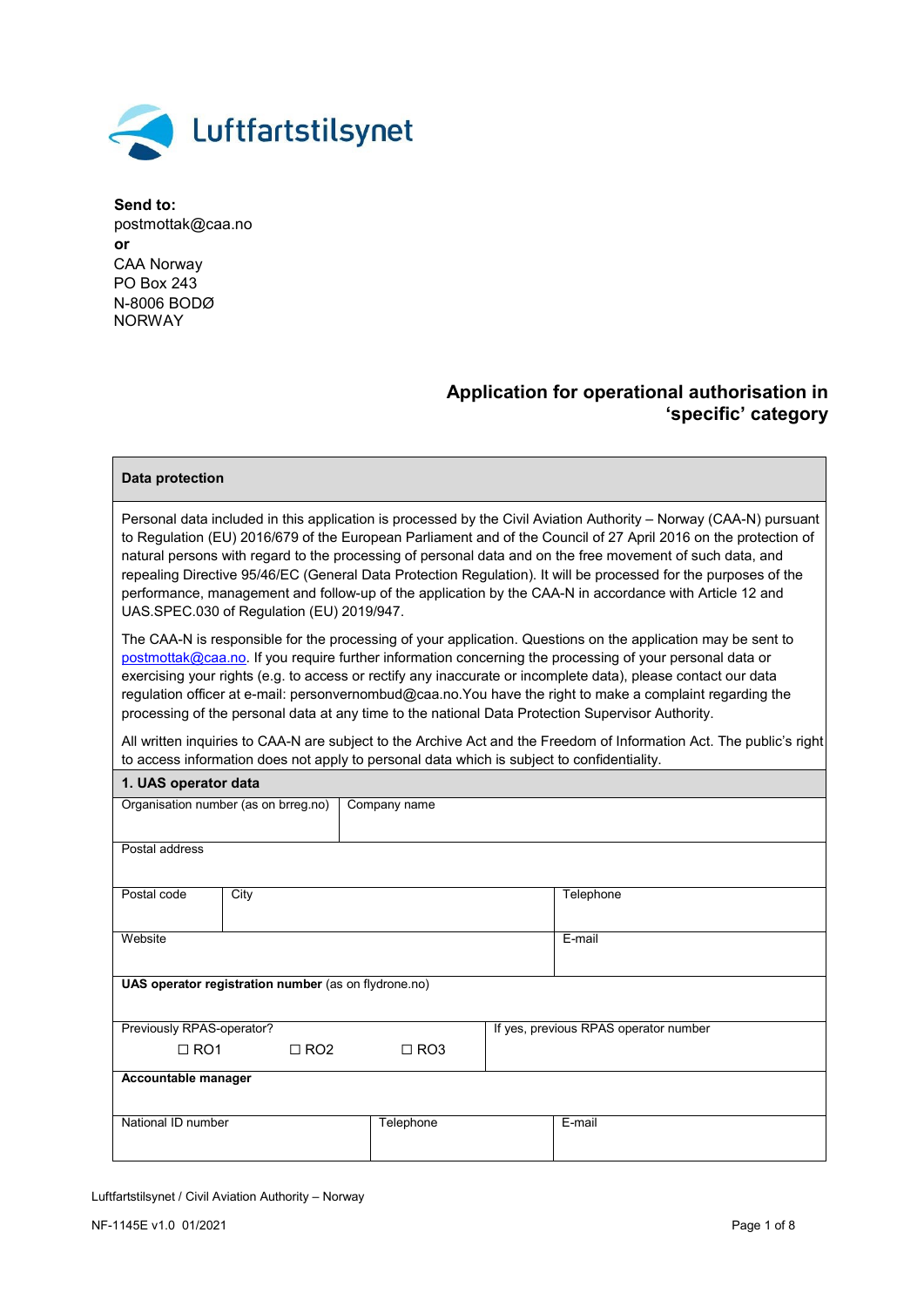Luftfartstilsynet

**Send to:**
postmottak@caa.no
**or**
CAA Norway
PO Box 243
N-8006 BODØ
NORWAY

# Application for operational authorisation in 'specific' category

| **Data protection** |
|---|
| Personal data included in this application is processed by the Civil Aviation Authority – Norway (CAA-N) pursuant to Regulation (EU) 2016/679 of the European Parliament and of the Council of 27 April 2016 on the protection of natural persons with regard to the processing of personal data and on the free movement of such data, and repealing Directive 95/46/EC (General Data Protection Regulation). It will be processed for the purposes of the performance, management and follow-up of the application by the CAA-N in accordance with Article 12 and UAS.SPEC.030 of Regulation (EU) 2019/947.<br><br>The CAA-N is responsible for the processing of your application. Questions on the application may be sent to postmottak@caa.no. If you require further information concerning the processing of your personal data or exercising your rights (e.g. to access or rectify any inaccurate or incomplete data), please contact our data regulation officer at e-mail: personvernombud@caa.no.You have the right to make a complaint regarding the processing of the personal data at any time to the national Data Protection Supervisor Authority.<br><br>All written inquiries to CAA-N are subject to the Archive Act and the Freedom of Information Act. The public's right to access information does not apply to personal data which is subject to confidentiality. |

## 1. UAS operator data

| Organisation number (as on brreg.no) | Company name | |
|---|---|---|
| Postal address | | |
| Postal code | City | Telephone |
| Website | | E-mail |
| **UAS operator registration number** (as on flydrone.no) | | |
| Previously RPAS-operator? ☐ RO1 ☐ RO2 ☐ RO3 | | If yes, previous RPAS operator number |
| **Accountable manager** | | |
| National ID number | Telephone | E-mail |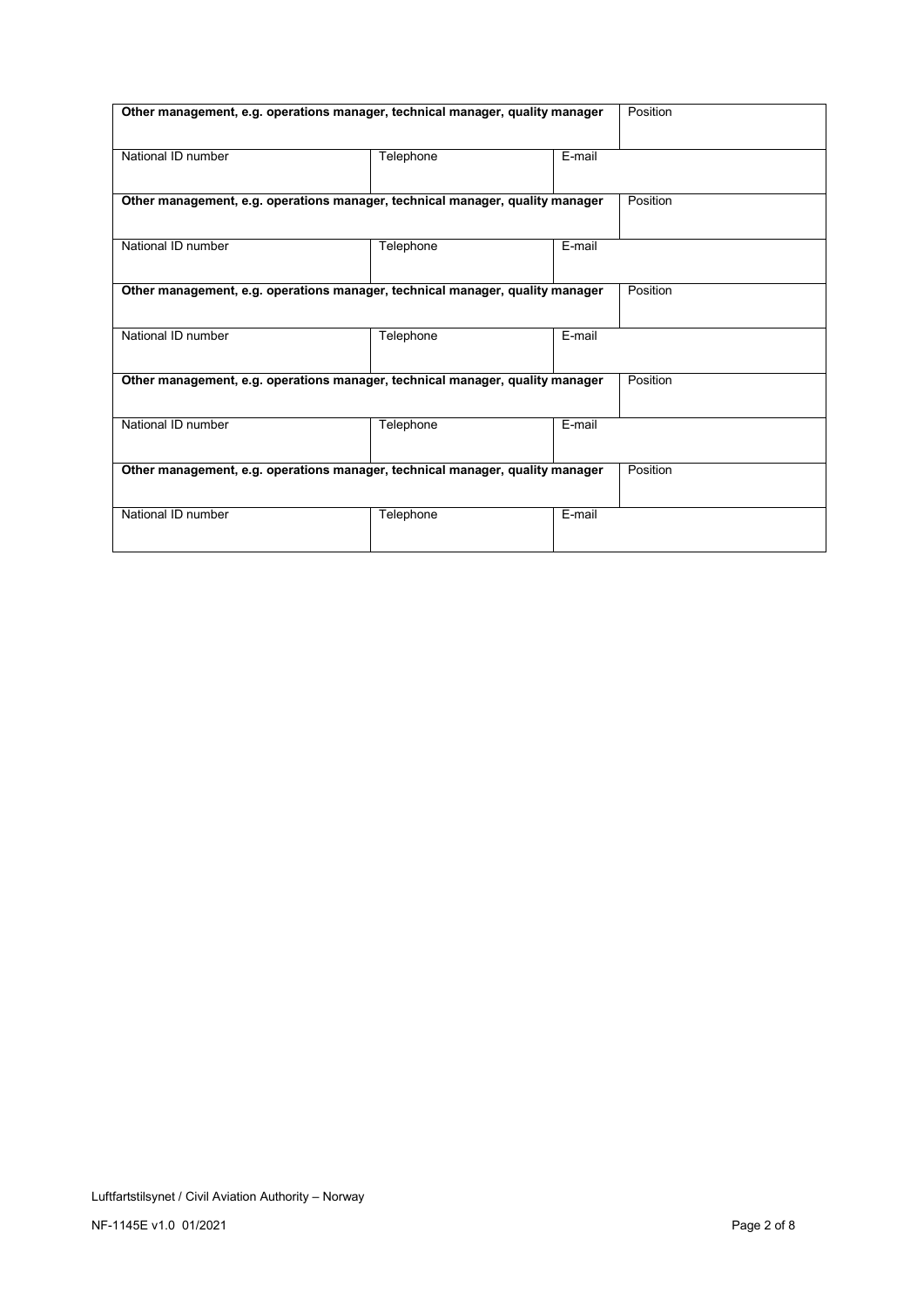| **Other management, e.g. operations manager, technical manager, quality manager** | | | Position |
|---|---|---|---|
| National ID number | Telephone | E-mail | |
| **Other management, e.g. operations manager, technical manager, quality manager** | | | Position |
| National ID number | Telephone | E-mail | |
| **Other management, e.g. operations manager, technical manager, quality manager** | | | Position |
| National ID number | Telephone | E-mail | |
| **Other management, e.g. operations manager, technical manager, quality manager** | | | Position |
| National ID number | Telephone | E-mail | |
| **Other management, e.g. operations manager, technical manager, quality manager** | | | Position |
| National ID number | Telephone | E-mail | |

Luftfartstilsynet / Civil Aviation Authority – Norway

NF-1145E v1.0 01/2021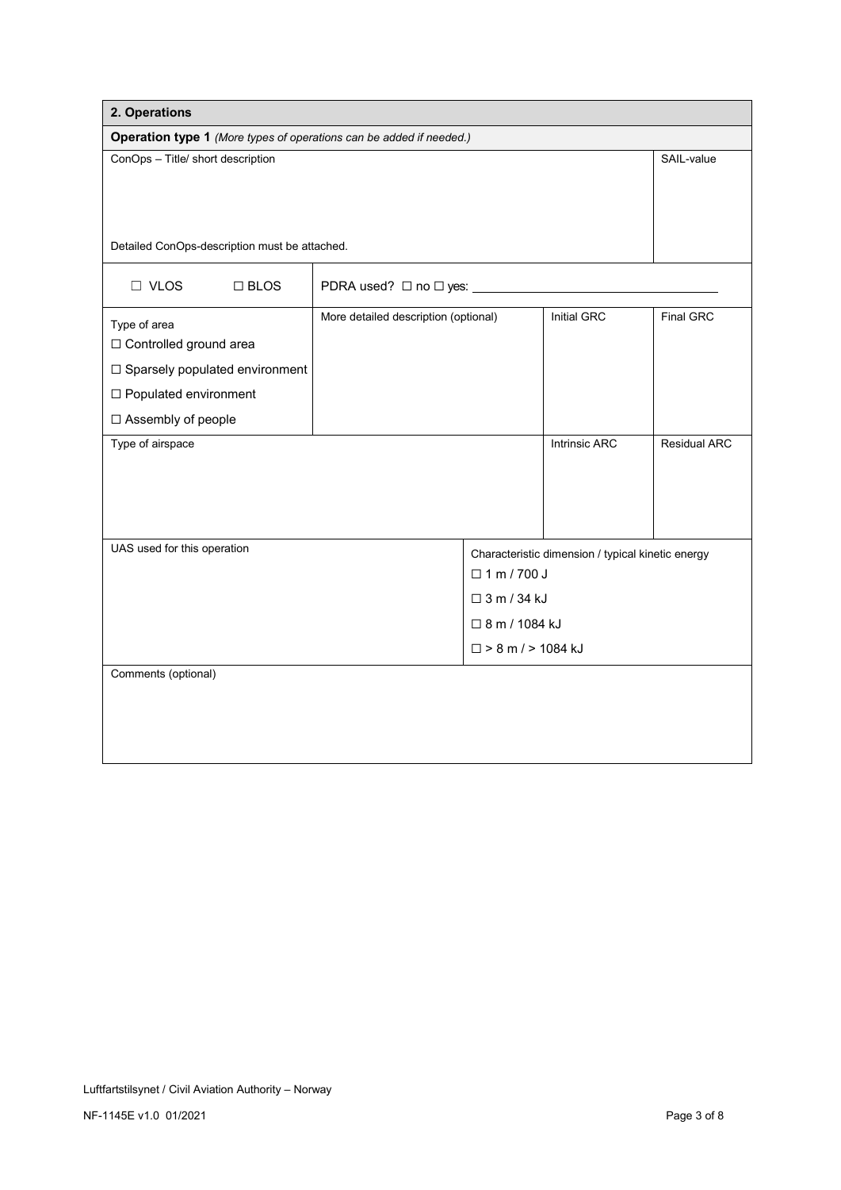## 2. Operations

**Operation type 1** *(More types of operations can be added if needed.)*

| ConOps – Title/ short description | SAIL-value |
|---|---|
| Detailed ConOps-description must be attached. | |

☐ VLOS ☐ BLOS | PDRA used? ☐ no ☐ yes: ____________________

| Type of area | More detailed description (optional) | Initial GRC | Final GRC |
|---|---|---|---|
| ☐ Controlled ground area<br>☐ Sparsely populated environment<br>☐ Populated environment<br>☐ Assembly of people | | | |

| Type of airspace | Intrinsic ARC | Residual ARC |
|---|---|---|
| | | |

| UAS used for this operation | Characteristic dimension / typical kinetic energy |
|---|---|
| | ☐ 1 m / 700 J<br>☐ 3 m / 34 kJ<br>☐ 8 m / 1084 kJ<br>☐ > 8 m / > 1084 kJ |

Comments (optional)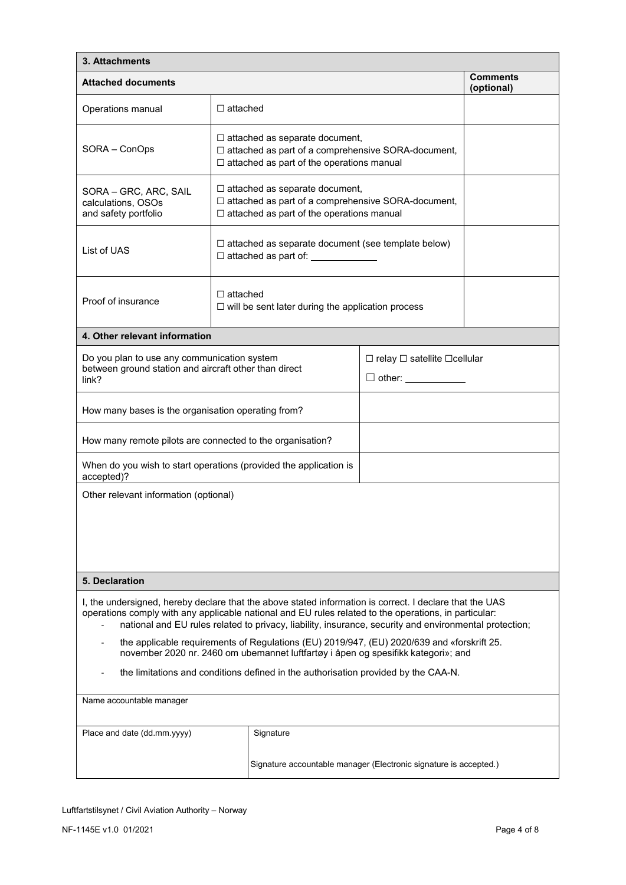## 3. Attachments

| Attached documents | | Comments (optional) |
|---|---|---|
| Operations manual | ☐ attached | |
| SORA – ConOps | ☐ attached as separate document,<br>☐ attached as part of a comprehensive SORA-document,<br>☐ attached as part of the operations manual | |
| SORA – GRC, ARC, SAIL calculations, OSOs and safety portfolio | ☐ attached as separate document,<br>☐ attached as part of a comprehensive SORA-document,<br>☐ attached as part of the operations manual | |
| List of UAS | ☐ attached as separate document (see template below)<br>☐ attached as part of: ____________ | |
| Proof of insurance | ☐ attached<br>☐ will be sent later during the application process | |

## 4. Other relevant information

| | |
|---|---|
| Do you plan to use any communication system between ground station and aircraft other than direct link? | ☐ relay ☐ satellite ☐cellular<br>☐ other: ____________ |
| How many bases is the organisation operating from? | |
| How many remote pilots are connected to the organisation? | |
| When do you wish to start operations (provided the application is accepted)? | |

Other relevant information (optional)

## 5. Declaration

I, the undersigned, hereby declare that the above stated information is correct. I declare that the UAS operations comply with any applicable national and EU rules related to the operations, in particular:

- national and EU rules related to privacy, liability, insurance, security and environmental protection;
- the applicable requirements of Regulations (EU) 2019/947, (EU) 2020/639 and «forskrift 25. november 2020 nr. 2460 om ubemannet luftfartøy i åpen og spesifikk kategori»; and
- the limitations and conditions defined in the authorisation provided by the CAA-N.

| Name accountable manager | |
|---|---|
| Place and date (dd.mm.yyyy) | Signature<br><br>Signature accountable manager (Electronic signature is accepted.) |

Luftfartstilsynet / Civil Aviation Authority – Norway

NF-1145E v1.0 01/2021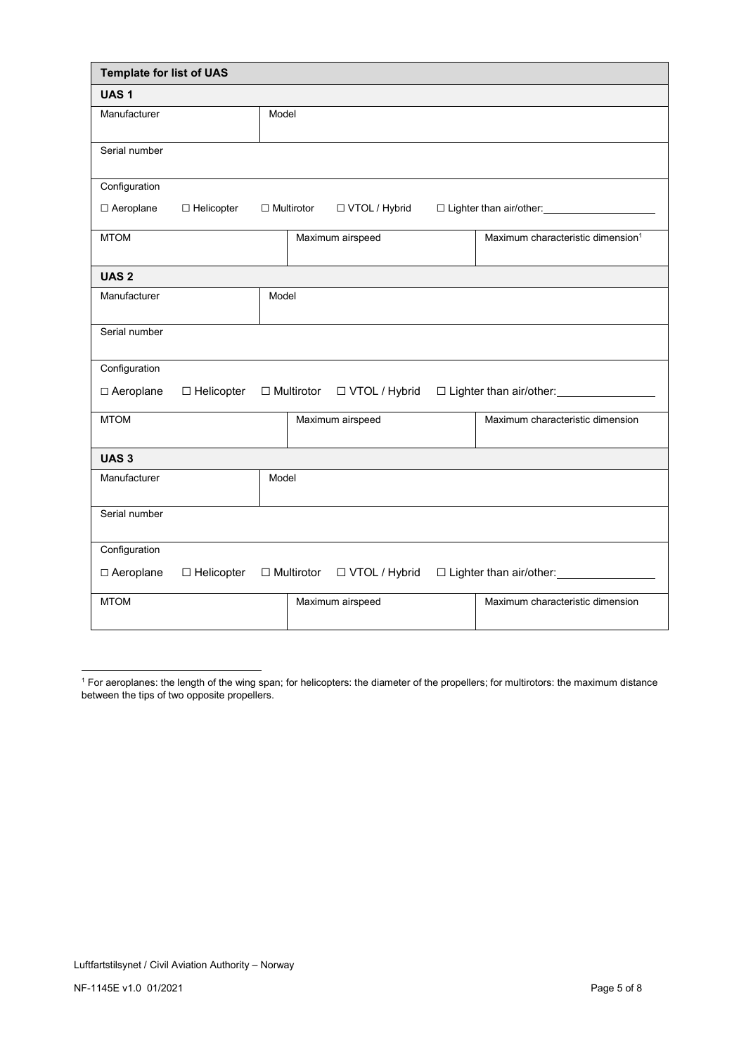| Template for list of UAS | | |
|---|---|---|
| **UAS 1** | | |
| Manufacturer | Model | |
| Serial number | | |
| Configuration<br>☐ Aeroplane ☐ Helicopter ☐ Multirotor ☐ VTOL / Hybrid ☐ Lighter than air/other:\_\_\_\_\_\_\_\_\_\_ | | |
| MTOM | Maximum airspeed | Maximum characteristic dimension[1] |
| **UAS 2** | | |
| Manufacturer | Model | |
| Serial number | | |
| Configuration<br>☐ Aeroplane ☐ Helicopter ☐ Multirotor ☐ VTOL / Hybrid ☐ Lighter than air/other:\_\_\_\_\_\_\_\_\_\_ | | |
| MTOM | Maximum airspeed | Maximum characteristic dimension |
| **UAS 3** | | |
| Manufacturer | Model | |
| Serial number | | |
| Configuration<br>☐ Aeroplane ☐ Helicopter ☐ Multirotor ☐ VTOL / Hybrid ☐ Lighter than air/other:\_\_\_\_\_\_\_\_\_\_ | | |
| MTOM | Maximum airspeed | Maximum characteristic dimension |

[1] For aeroplanes: the length of the wing span; for helicopters: the diameter of the propellers; for multirotors: the maximum distance between the tips of two opposite propellers.

Luftfartstilsynet / Civil Aviation Authority – Norway

NF-1145E v1.0 01/2021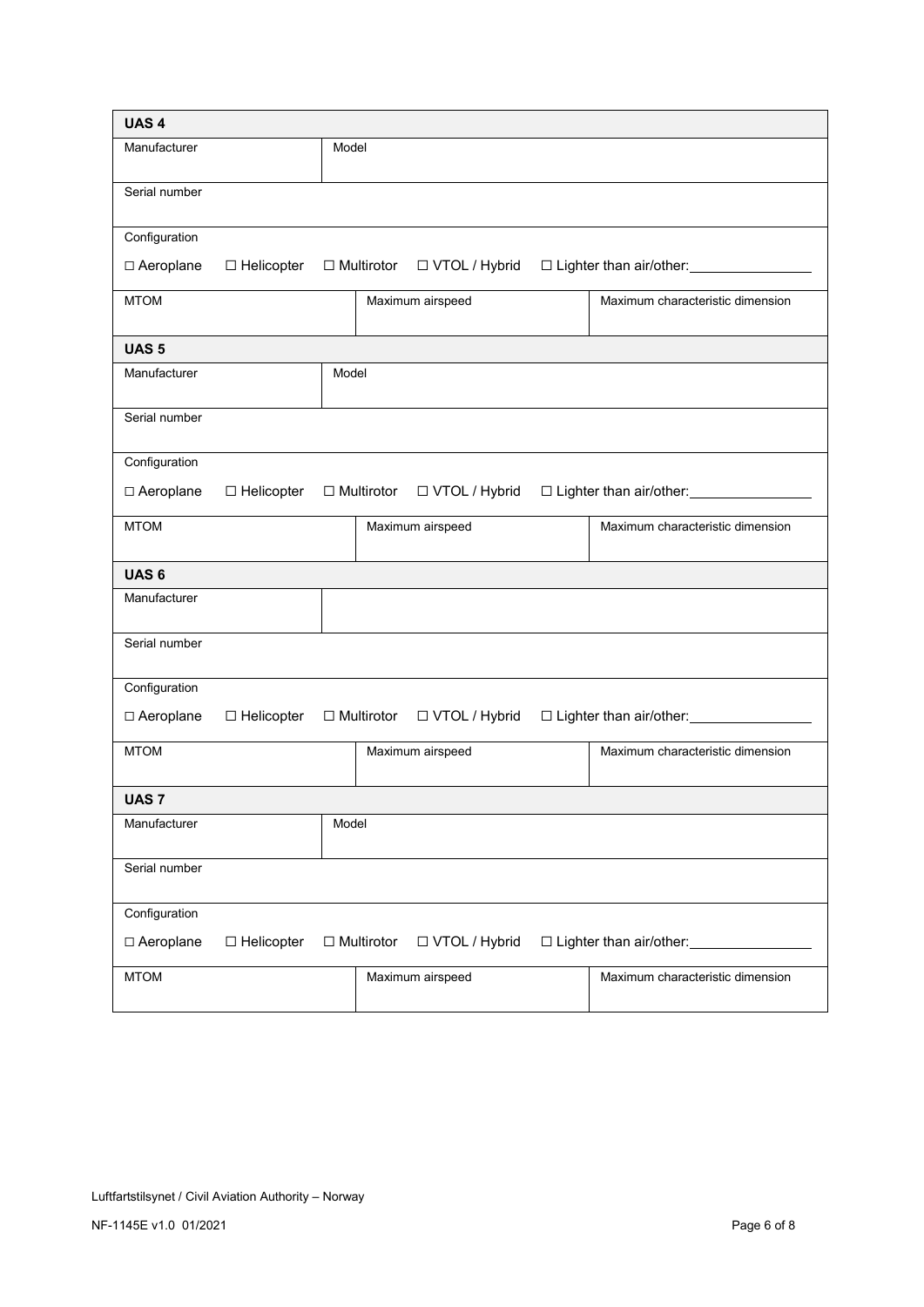| **UAS 4** | | |
|---|---|---|
| Manufacturer | Model | |
| Serial number | | |
| Configuration<br>☐ Aeroplane ☐ Helicopter ☐ Multirotor ☐ VTOL / Hybrid ☐ Lighter than air/other:________________ | | |
| MTOM | Maximum airspeed | Maximum characteristic dimension |

| **UAS 5** | | |
|---|---|---|
| Manufacturer | Model | |
| Serial number | | |
| Configuration<br>☐ Aeroplane ☐ Helicopter ☐ Multirotor ☐ VTOL / Hybrid ☐ Lighter than air/other:________________ | | |
| MTOM | Maximum airspeed | Maximum characteristic dimension |

| **UAS 6** | | |
|---|---|---|
| Manufacturer | | |
| Serial number | | |
| Configuration<br>☐ Aeroplane ☐ Helicopter ☐ Multirotor ☐ VTOL / Hybrid ☐ Lighter than air/other:________________ | | |
| MTOM | Maximum airspeed | Maximum characteristic dimension |

| **UAS 7** | | |
|---|---|---|
| Manufacturer | Model | |
| Serial number | | |
| Configuration<br>☐ Aeroplane ☐ Helicopter ☐ Multirotor ☐ VTOL / Hybrid ☐ Lighter than air/other:________________ | | |
| MTOM | Maximum airspeed | Maximum characteristic dimension |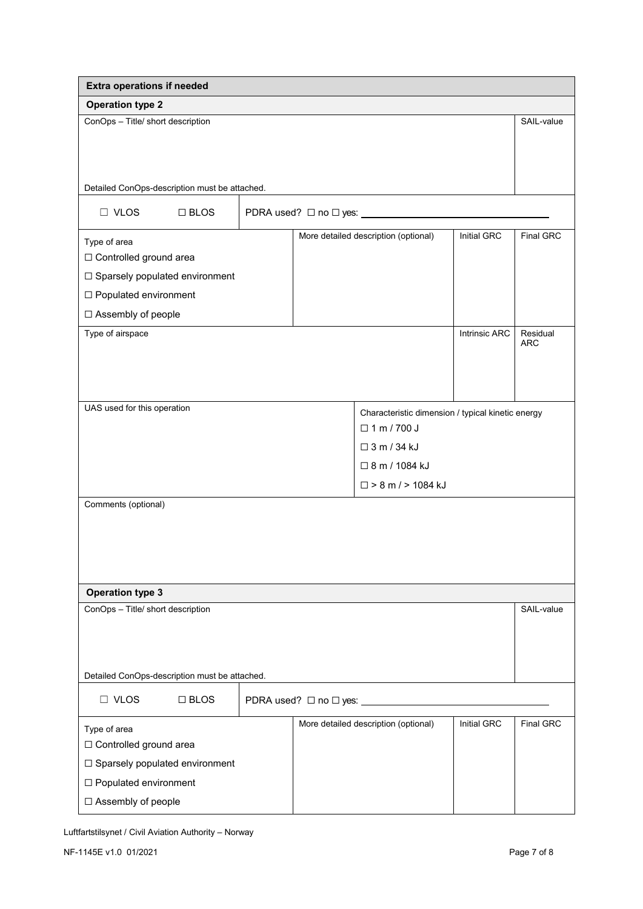## Extra operations if needed

### Operation type 2

| ConOps – Title/ short description<br><br>Detailed ConOps-description must be attached. | SAIL-value |
|---|---|

☐ VLOS ☐ BLOS | PDRA used? ☐ no ☐ yes: ______________________

| Type of area | More detailed description (optional) | Initial GRC | Final GRC |
|---|---|---|---|
| ☐ Controlled ground area<br>☐ Sparsely populated environment<br>☐ Populated environment<br>☐ Assembly of people | | | |

| Type of airspace | Intrinsic ARC | Residual ARC |
|---|---|---|
| | | |

| UAS used for this operation | Characteristic dimension / typical kinetic energy |
|---|---|
| | ☐ 1 m / 700 J<br>☐ 3 m / 34 kJ<br>☐ 8 m / 1084 kJ<br>☐ > 8 m / > 1084 kJ |

Comments (optional)

### Operation type 3

| ConOps – Title/ short description<br><br>Detailed ConOps-description must be attached. | SAIL-value |
|---|---|

☐ VLOS ☐ BLOS | PDRA used? ☐ no ☐ yes: ______________________

| Type of area | More detailed description (optional) | Initial GRC | Final GRC |
|---|---|---|---|
| ☐ Controlled ground area<br>☐ Sparsely populated environment<br>☐ Populated environment<br>☐ Assembly of people | | | |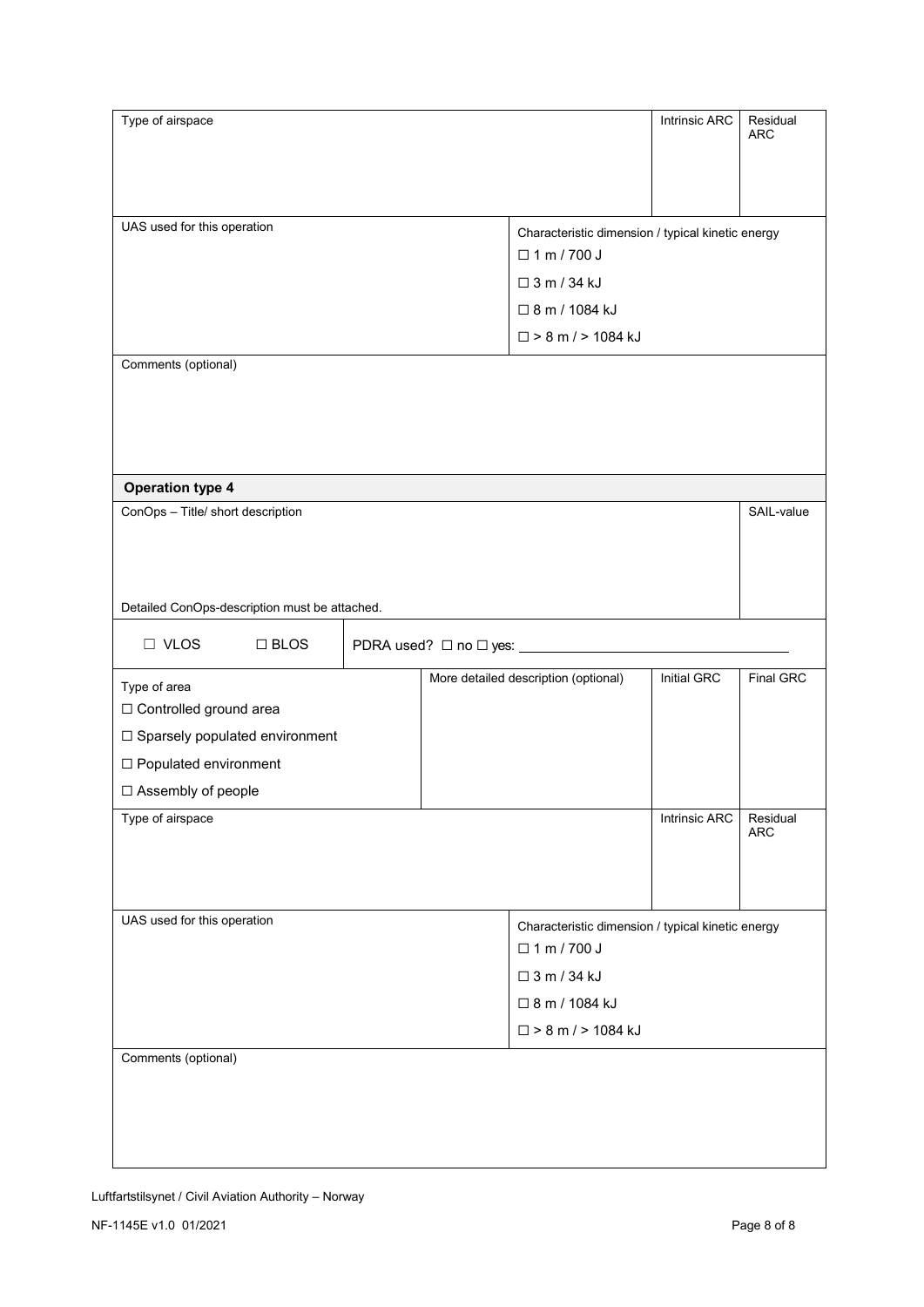| Type of airspace | Intrinsic ARC | Residual ARC |
| --- | --- | --- |
| | | |

| UAS used for this operation | Characteristic dimension / typical kinetic energy |
| --- | --- |
| | ☐ 1 m / 700 J<br>☐ 3 m / 34 kJ<br>☐ 8 m / 1084 kJ<br>☐ > 8 m / > 1084 kJ |

| Comments (optional) |
| --- |
| |

**Operation type 4**

| ConOps – Title/ short description | SAIL-value |
| --- | --- |
| Detailed ConOps-description must be attached. | |

| ☐ VLOS ☐ BLOS | PDRA used? ☐ no ☐ yes: ______________ |
| --- | --- |

| Type of area | More detailed description (optional) | Initial GRC | Final GRC |
| --- | --- | --- | --- |
| ☐ Controlled ground area<br>☐ Sparsely populated environment<br>☐ Populated environment<br>☐ Assembly of people | | | |

| Type of airspace | Intrinsic ARC | Residual ARC |
| --- | --- | --- |
| | | |

| UAS used for this operation | Characteristic dimension / typical kinetic energy |
| --- | --- |
| | ☐ 1 m / 700 J<br>☐ 3 m / 34 kJ<br>☐ 8 m / 1084 kJ<br>☐ > 8 m / > 1084 kJ |

| Comments (optional) |
| --- |
| |

Luftfartstilsynet / Civil Aviation Authority – Norway

NF-1145E v1.0 01/2021